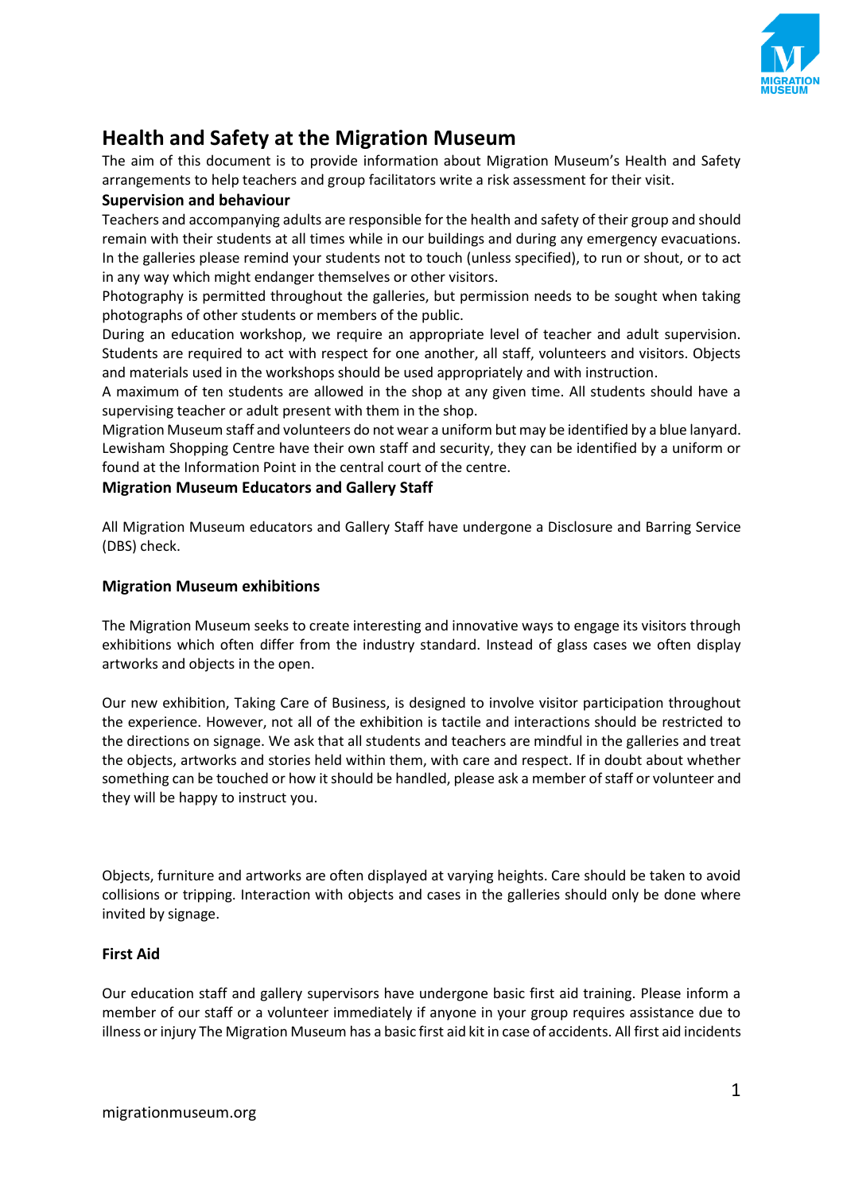# Health and Safety at the Migration Museum

The aim of this document is to provide information about Migration Museum's Health and Safety arrangements to help teachers and group facilitators write a risk assessment for their visit.

## Supervision and behaviour

Teachers and accompanying adults are responsible for the health and safety of their group and should remain with their students at all times while in our buildings and during any emergency evacuations. In the galleries please remind your students not to touch (unless specified), to run or shout, or to act in any way which might endanger themselves or other visitors.

Photography is permitted throughout the galleries, but permission needs to be sought when taking photographs of other students or members of the public.

During an education workshop, we require an appropriate level of teacher and adult supervision. Students are required to act with respect for one another, all staff, volunteers and visitors. Objects and materials used in the workshops should be used appropriately and with instruction.

A maximum of ten students are allowed in the shop at any given time. All students should have a supervising teacher or adult present with them in the shop.

Migration Museum staff and volunteers do not wear a uniform but may be identified by a blue lanyard. Lewisham Shopping Centre have their own staff and security, they can be identified by a uniform or found at the Information Point in the central court of the centre.

## Migration Museum Educators and Gallery Staff

All Migration Museum educators and Gallery Staff have undergone a Disclosure and Barring Service (DBS) check.

## Migration Museum exhibitions

The Migration Museum seeks to create interesting and innovative ways to engage its visitors through exhibitions which often differ from the industry standard. Instead of glass cases we often display artworks and objects in the open.

Our new exhibition, Taking Care of Business, is designed to involve visitor participation throughout the experience. However, not all of the exhibition is tactile and interactions should be restricted to the directions on signage. We ask that all students and teachers are mindful in the galleries and treat the objects, artworks and stories held within them, with care and respect. If in doubt about whether something can be touched or how it should be handled, please ask a member of staff or volunteer and they will be happy to instruct you.

Objects, furniture and artworks are often displayed at varying heights. Care should be taken to avoid collisions or tripping. Interaction with objects and cases in the galleries should only be done where invited by signage.

## First Aid

Our education staff and gallery supervisors have undergone basic first aid training. Please inform a member of our staff or a volunteer immediately if anyone in your group requires assistance due to illness or injury The Migration Museum has a basic first aid kit in case of accidents. All first aid incidents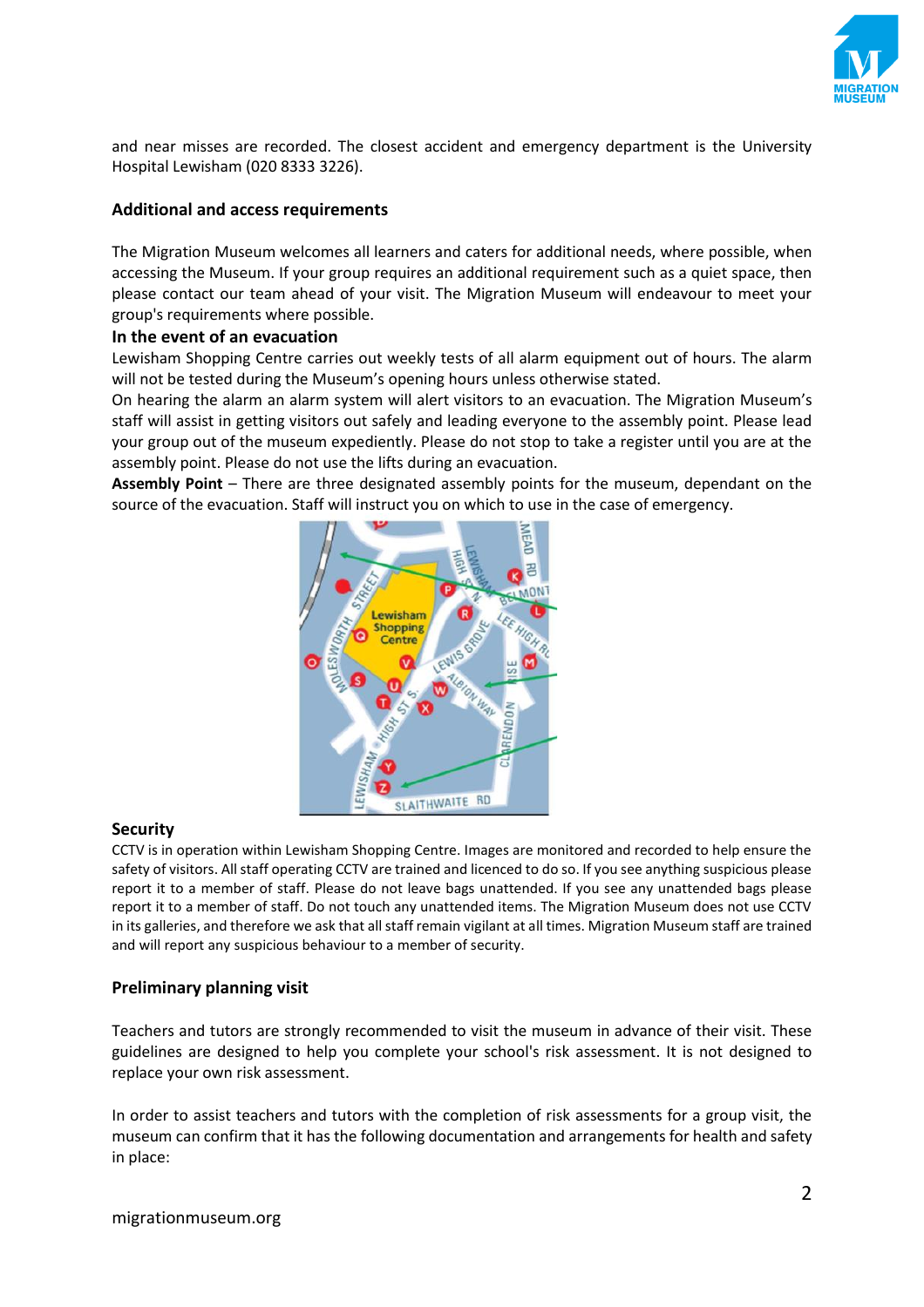and near misses are recorded. The closest accident and emergency department is the University Hospital Lewisham (020 8333 3226).

## Additional and access requirements

The Migration Museum welcomes all learners and caters for additional needs, where possible, when accessing the Museum. If your group requires an additional requirement such as a quiet space, then please contact our team ahead of your visit. The Migration Museum will endeavour to meet your group's requirements where possible.

## In the event of an evacuation

Lewisham Shopping Centre carries out weekly tests of all alarm equipment out of hours. The alarm will not be tested during the Museum's opening hours unless otherwise stated.

On hearing the alarm an alarm system will alert visitors to an evacuation. The Migration Museum's staff will assist in getting visitors out safely and leading everyone to the assembly point. Please lead your group out of the museum expediently. Please do not stop to take a register until you are at the assembly point. Please do not use the lifts during an evacuation.

**Assembly Point** – There are three designated assembly points for the museum, dependant on the source of the evacuation. Staff will instruct you on which to use in the case of emergency.

## Security

CCTV is in operation within Lewisham Shopping Centre. Images are monitored and recorded to help ensure the safety of visitors. All staff operating CCTV are trained and licenced to do so. If you see anything suspicious please report it to a member of staff. Please do not leave bags unattended. If you see any unattended bags please report it to a member of staff. Do not touch any unattended items. The Migration Museum does not use CCTV in its galleries, and therefore we ask that all staff remain vigilant at all times. Migration Museum staff are trained and will report any suspicious behaviour to a member of security.

## Preliminary planning visit

Teachers and tutors are strongly recommended to visit the museum in advance of their visit. These guidelines are designed to help you complete your school's risk assessment. It is not designed to replace your own risk assessment.

In order to assist teachers and tutors with the completion of risk assessments for a group visit, the museum can confirm that it has the following documentation and arrangements for health and safety in place: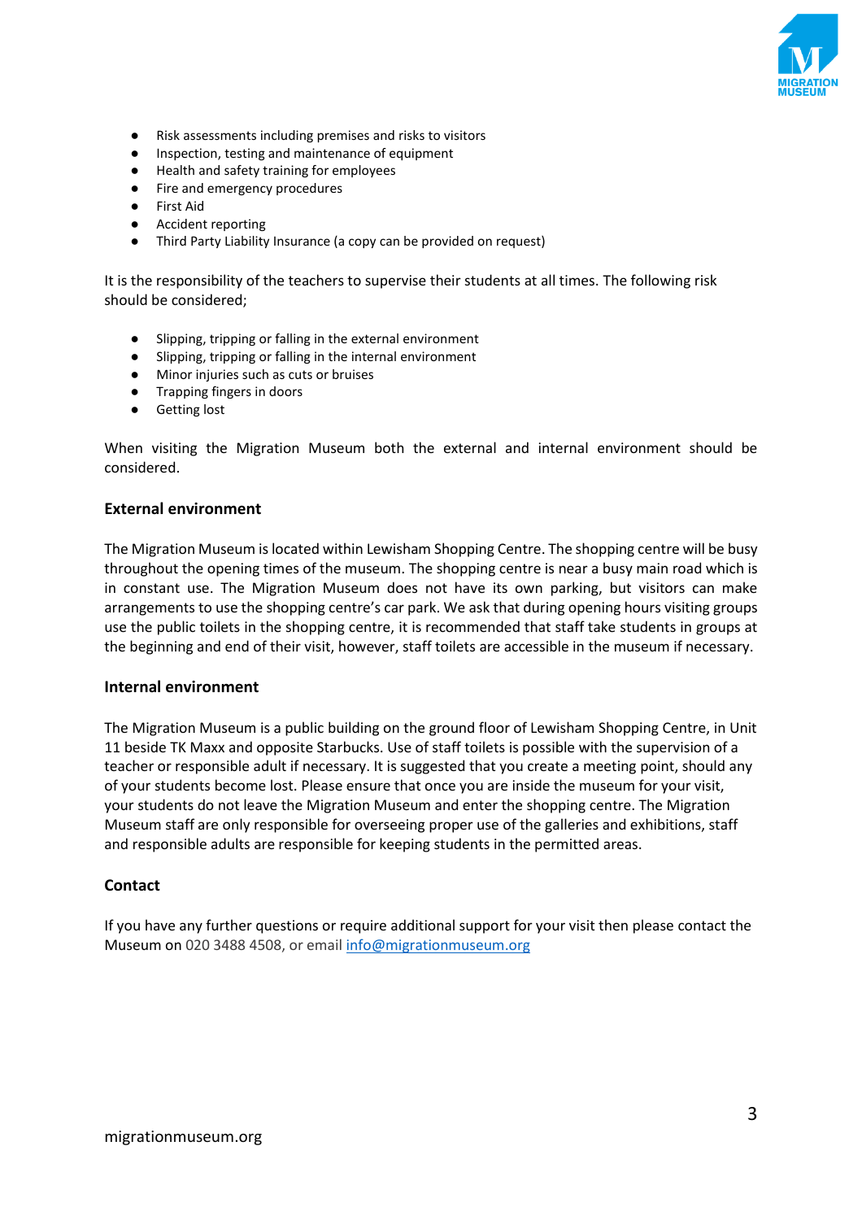- Risk assessments including premises and risks to visitors
- Inspection, testing and maintenance of equipment
- Health and safety training for employees
- Fire and emergency procedures
- First Aid
- Accident reporting
- Third Party Liability Insurance (a copy can be provided on request)

It is the responsibility of the teachers to supervise their students at all times. The following risk should be considered;

- Slipping, tripping or falling in the external environment
- Slipping, tripping or falling in the internal environment
- Minor injuries such as cuts or bruises
- Trapping fingers in doors
- Getting lost

When visiting the Migration Museum both the external and internal environment should be considered.

**External environment**

The Migration Museum is located within Lewisham Shopping Centre. The shopping centre will be busy throughout the opening times of the museum. The shopping centre is near a busy main road which is in constant use. The Migration Museum does not have its own parking, but visitors can make arrangements to use the shopping centre's car park. We ask that during opening hours visiting groups use the public toilets in the shopping centre, it is recommended that staff take students in groups at the beginning and end of their visit, however, staff toilets are accessible in the museum if necessary.

**Internal environment**

The Migration Museum is a public building on the ground floor of Lewisham Shopping Centre, in Unit 11 beside TK Maxx and opposite Starbucks. Use of staff toilets is possible with the supervision of a teacher or responsible adult if necessary. It is suggested that you create a meeting point, should any of your students become lost. Please ensure that once you are inside the museum for your visit, your students do not leave the Migration Museum and enter the shopping centre. The Migration Museum staff are only responsible for overseeing proper use of the galleries and exhibitions, staff and responsible adults are responsible for keeping students in the permitted areas.

**Contact**

If you have any further questions or require additional support for your visit then please contact the Museum on 020 3488 4508, or email [info@migrationmuseum.org](mailto:info@migrationmuseum.org)